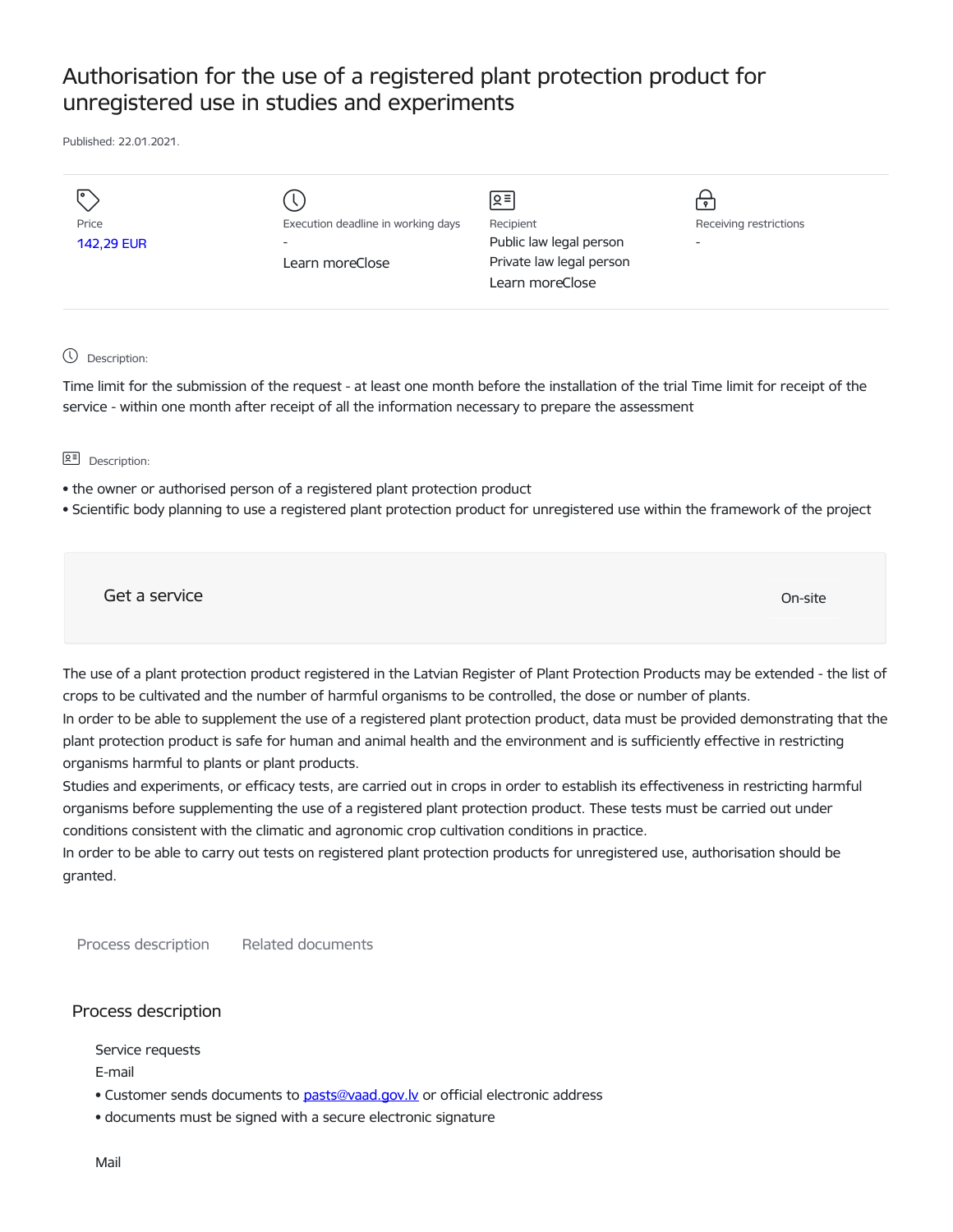# Authorisation for the use of a registered plant protection product for unregistered use in studies and experiments

Published: 22.01.2021.

Price
142,29 EUR

Execution deadline in working days
-
Learn moreClose

Recipient
Public law legal person
Private law legal person
Learn moreClose

Receiving restrictions
-

Description:

Time limit for the submission of the request - at least one month before the installation of the trial Time limit for receipt of the service - within one month after receipt of all the information necessary to prepare the assessment

Description:

- the owner or authorised person of a registered plant protection product
- Scientific body planning to use a registered plant protection product for unregistered use within the framework of the project

Get a service

On-site

The use of a plant protection product registered in the Latvian Register of Plant Protection Products may be extended - the list of crops to be cultivated and the number of harmful organisms to be controlled, the dose or number of plants.
In order to be able to supplement the use of a registered plant protection product, data must be provided demonstrating that the plant protection product is safe for human and animal health and the environment and is sufficiently effective in restricting organisms harmful to plants or plant products.
Studies and experiments, or efficacy tests, are carried out in crops in order to establish its effectiveness in restricting harmful organisms before supplementing the use of a registered plant protection product. These tests must be carried out under conditions consistent with the climatic and agronomic crop cultivation conditions in practice.
In order to be able to carry out tests on registered plant protection products for unregistered use, authorisation should be granted.

Process description    Related documents

## Process description

Service requests

E-mail

- Customer sends documents to pasts@vaad.gov.lv or official electronic address
- documents must be signed with a secure electronic signature

Mail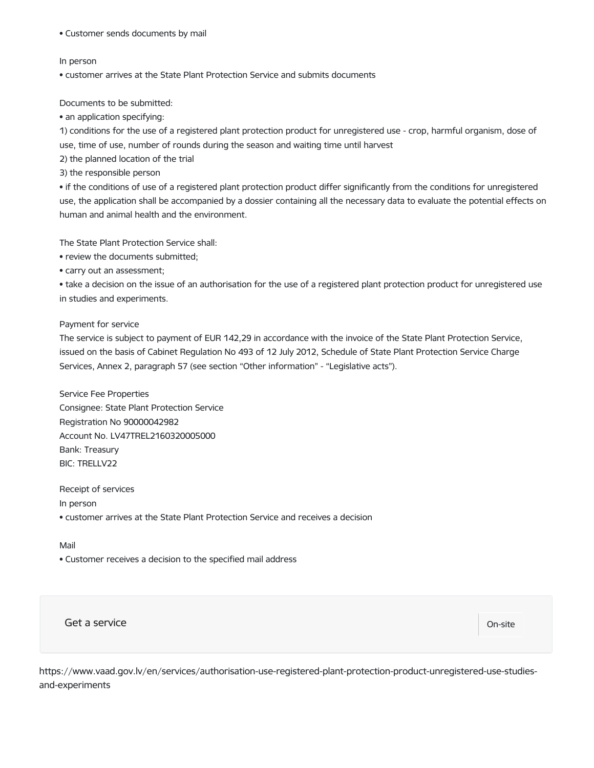• Customer sends documents by mail

In person

• customer arrives at the State Plant Protection Service and submits documents

Documents to be submitted:

• an application specifying:

1) conditions for the use of a registered plant protection product for unregistered use - crop, harmful organism, dose of use, time of use, number of rounds during the season and waiting time until harvest

2) the planned location of the trial

3) the responsible person

• if the conditions of use of a registered plant protection product differ significantly from the conditions for unregistered use, the application shall be accompanied by a dossier containing all the necessary data to evaluate the potential effects on human and animal health and the environment.

The State Plant Protection Service shall:

• review the documents submitted;

• carry out an assessment;

• take a decision on the issue of an authorisation for the use of a registered plant protection product for unregistered use in studies and experiments.

Payment for service

The service is subject to payment of EUR 142,29 in accordance with the invoice of the State Plant Protection Service, issued on the basis of Cabinet Regulation No 493 of 12 July 2012, Schedule of State Plant Protection Service Charge Services, Annex 2, paragraph 57 (see section "Other information" - "Legislative acts").

Service Fee Properties

Consignee: State Plant Protection Service

Registration No 90000042982

Account No. LV47TREL2160320005000

Bank: Treasury

BIC: TRELLV22

Receipt of services

In person

• customer arrives at the State Plant Protection Service and receives a decision

Mail

• Customer receives a decision to the specified mail address

Get a service

On-site

https://www.vaad.gov.lv/en/services/authorisation-use-registered-plant-protection-product-unregistered-use-studies-and-experiments